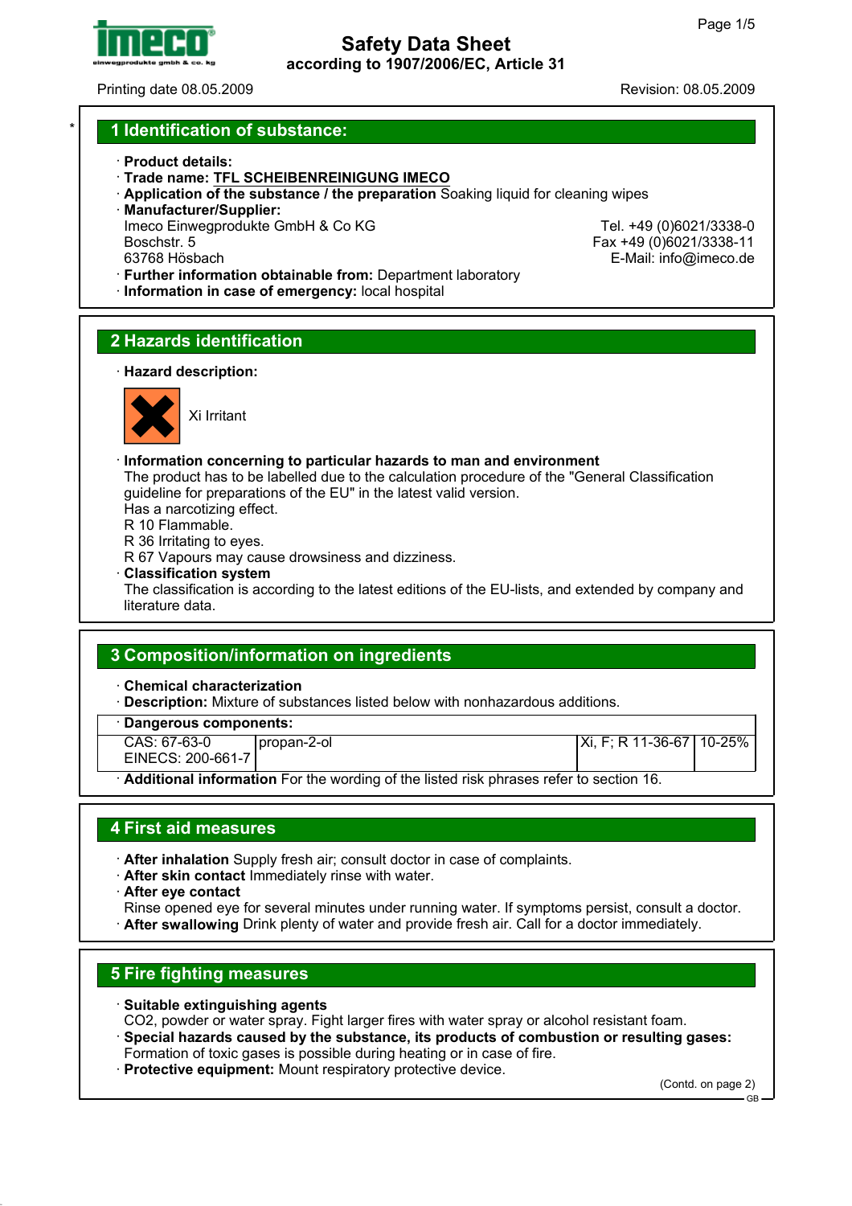# Safety Data Sheet
**according to 1907/2006/EC, Article 31**

Printing date 08.05.2009 Revision: 08.05.2009

## 1 Identification of substance:

· **Product details:**
· **Trade name: TFL SCHEIBENREINIGUNG IMECO**
· **Application of the substance / the preparation** Soaking liquid for cleaning wipes
· **Manufacturer/Supplier:**
Imeco Einwegprodukte GmbH & Co KG
Boschstr. 5
63768 Hösbach
Tel. +49 (0)6021/3338-0
Fax +49 (0)6021/3338-11
E-Mail: info@imeco.de
· **Further information obtainable from:** Department laboratory
· **Information in case of emergency:** local hospital

## 2 Hazards identification

· **Hazard description:**

Xi Irritant

· **Information concerning to particular hazards to man and environment**
The product has to be labelled due to the calculation procedure of the "General Classification guideline for preparations of the EU" in the latest valid version.
Has a narcotizing effect.
R 10 Flammable.
R 36 Irritating to eyes.
R 67 Vapours may cause drowsiness and dizziness.
· **Classification system**
The classification is according to the latest editions of the EU-lists, and extended by company and literature data.

## 3 Composition/information on ingredients

· **Chemical characterization**
· **Description:** Mixture of substances listed below with nonhazardous additions.

· **Dangerous components:**

| | | | |
|---|---|---|---|
| CAS: 67-63-0<br>EINECS: 200-661-7 | propan-2-ol | Xi, F; R 11-36-67 | 10-25% |

· **Additional information** For the wording of the listed risk phrases refer to section 16.

## 4 First aid measures

· **After inhalation** Supply fresh air; consult doctor in case of complaints.
· **After skin contact** Immediately rinse with water.
· **After eye contact**
Rinse opened eye for several minutes under running water. If symptoms persist, consult a doctor.
· **After swallowing** Drink plenty of water and provide fresh air. Call for a doctor immediately.

## 5 Fire fighting measures

· **Suitable extinguishing agents**
$CO_2$, powder or water spray. Fight larger fires with water spray or alcohol resistant foam.
· **Special hazards caused by the substance, its products of combustion or resulting gases:**
Formation of toxic gases is possible during heating or in case of fire.
· **Protective equipment:** Mount respiratory protective device.

(Contd. on page 2)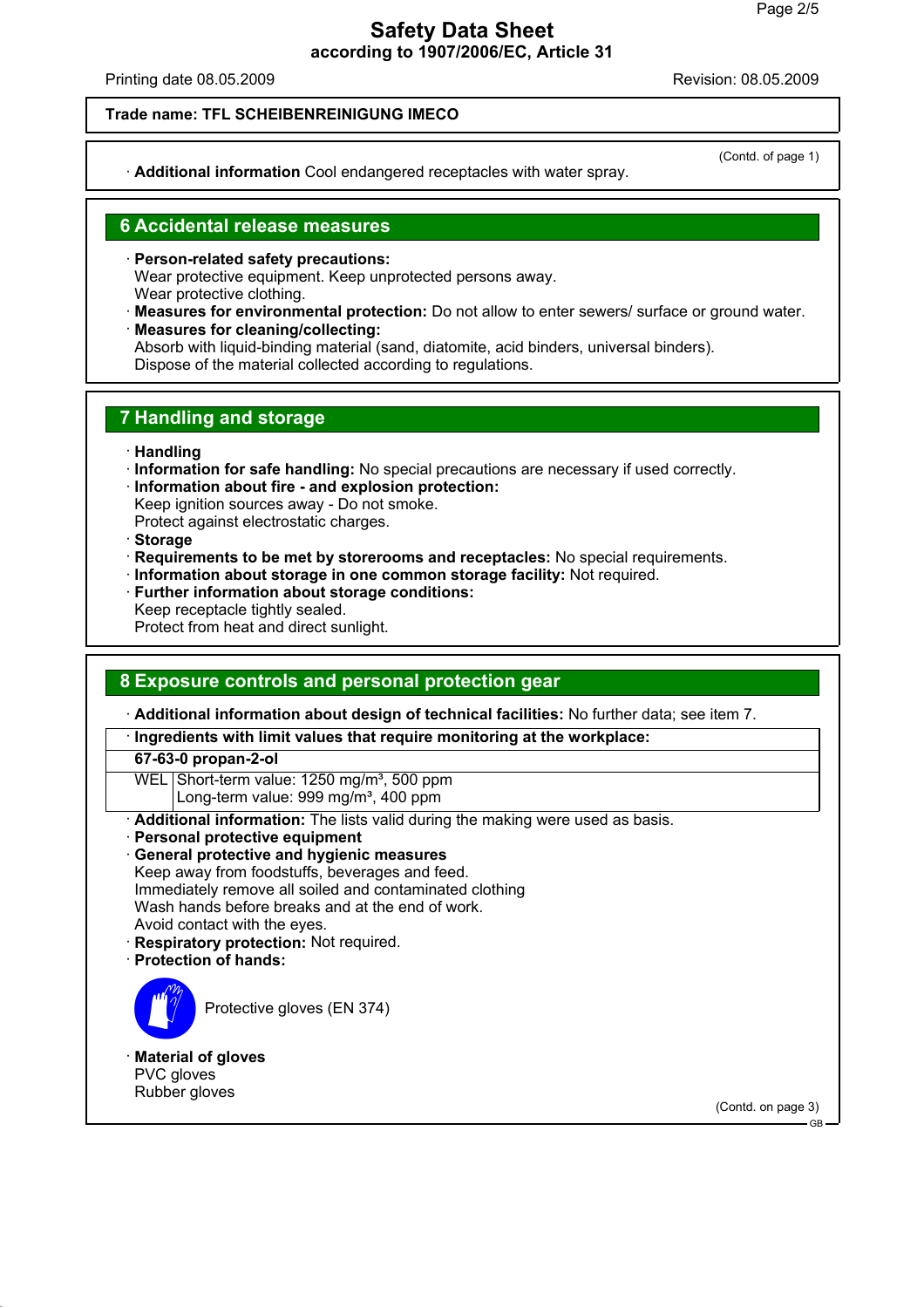**Trade name: TFL SCHEIBENREINIGUNG IMECO**

(Contd. of page 1)

· **Additional information** Cool endangered receptacles with water spray.

## 6 Accidental release measures

· **Person-related safety precautions:**
Wear protective equipment. Keep unprotected persons away.
Wear protective clothing.
· **Measures for environmental protection:** Do not allow to enter sewers/ surface or ground water.
· **Measures for cleaning/collecting:**
Absorb with liquid-binding material (sand, diatomite, acid binders, universal binders).
Dispose of the material collected according to regulations.

## 7 Handling and storage

· **Handling**
· **Information for safe handling:** No special precautions are necessary if used correctly.
· **Information about fire - and explosion protection:**
Keep ignition sources away - Do not smoke.
Protect against electrostatic charges.
· **Storage**
· **Requirements to be met by storerooms and receptacles:** No special requirements.
· **Information about storage in one common storage facility:** Not required.
· **Further information about storage conditions:**
Keep receptacle tightly sealed.
Protect from heat and direct sunlight.

## 8 Exposure controls and personal protection gear

· **Additional information about design of technical facilities:** No further data; see item 7.

| · **Ingredients with limit values that require monitoring at the workplace:** | |
|---|---|
| **67-63-0 propan-2-ol** | |
| WEL | Short-term value: 1250 mg/m³, 500 ppm<br>Long-term value: 999 mg/m³, 400 ppm |

· **Additional information:** The lists valid during the making were used as basis.
· **Personal protective equipment**
· **General protective and hygienic measures**
Keep away from foodstuffs, beverages and feed.
Immediately remove all soiled and contaminated clothing
Wash hands before breaks and at the end of work.
Avoid contact with the eyes.
· **Respiratory protection:** Not required.
· **Protection of hands:**

Protective gloves (EN 374)

· **Material of gloves**
PVC gloves
Rubber gloves

(Contd. on page 3)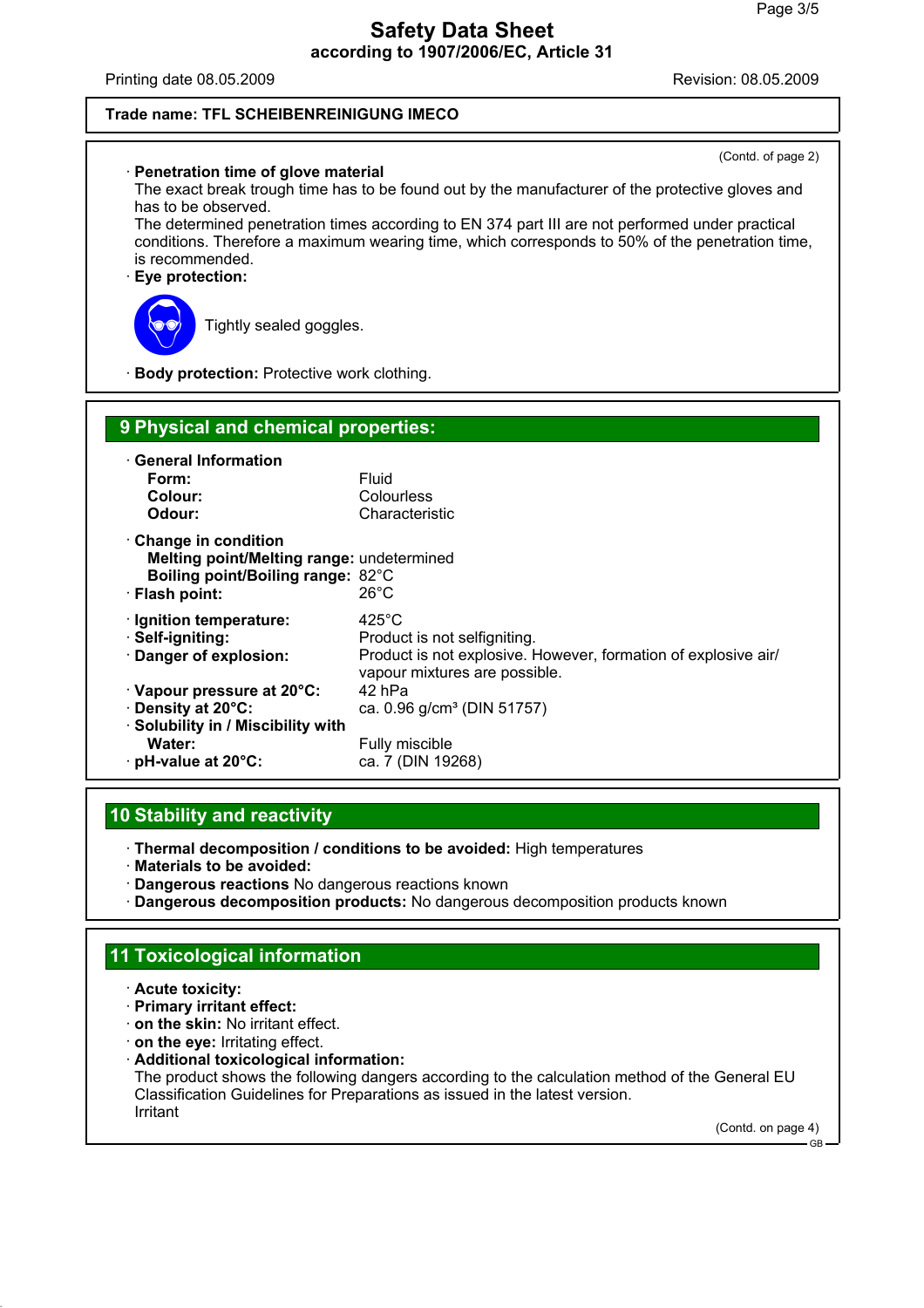**Trade name: TFL SCHEIBENREINIGUNG IMECO**

(Contd. of page 2)

· **Penetration time of glove material**
The exact break trough time has to be found out by the manufacturer of the protective gloves and has to be observed.
The determined penetration times according to EN 374 part III are not performed under practical conditions. Therefore a maximum wearing time, which corresponds to 50% of the penetration time, is recommended.

· **Eye protection:**

Tightly sealed goggles.

· **Body protection:** Protective work clothing.

## 9 Physical and chemical properties:

· **General Information**

| | |
|---|---|
| **Form:** | Fluid |
| **Colour:** | Colourless |
| **Odour:** | Characteristic |

· **Change in condition**

| | |
|---|---|
| **Melting point/Melting range:** | undetermined |
| **Boiling point/Boiling range:** | 82°C |
| · **Flash point:** | 26°C |
| · **Ignition temperature:** | 425°C |
| · **Self-igniting:** | Product is not selfigniting. |
| · **Danger of explosion:** | Product is not explosive. However, formation of explosive air/ vapour mixtures are possible. |
| · **Vapour pressure at 20°C:** | 42 hPa |
| · **Density at 20°C:** | ca. 0.96 g/cm³ (DIN 51757) |
| · **Solubility in / Miscibility with Water:** | Fully miscible |
| · **pH-value at 20°C:** | ca. 7 (DIN 19268) |

## 10 Stability and reactivity

· **Thermal decomposition / conditions to be avoided:** High temperatures
· **Materials to be avoided:**
· **Dangerous reactions** No dangerous reactions known
· **Dangerous decomposition products:** No dangerous decomposition products known

## 11 Toxicological information

· **Acute toxicity:**
· **Primary irritant effect:**
· **on the skin:** No irritant effect.
· **on the eye:** Irritating effect.
· **Additional toxicological information:**
The product shows the following dangers according to the calculation method of the General EU Classification Guidelines for Preparations as issued in the latest version.
Irritant

(Contd. on page 4)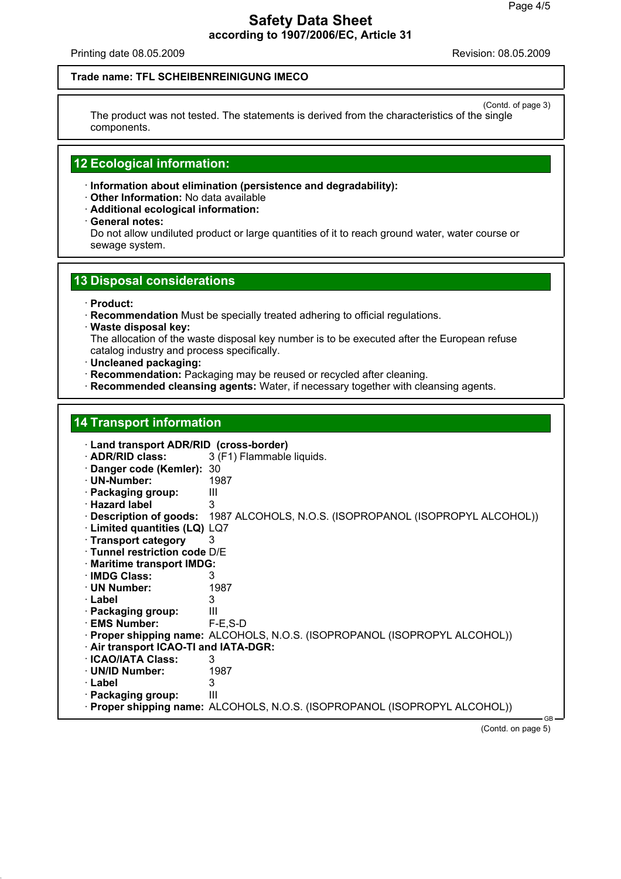Trade name: TFL SCHEIBENREINIGUNG IMECO

(Contd. of page 3)

The product was not tested. The statements is derived from the characteristics of the single components.

## 12 Ecological information:

· **Information about elimination (persistence and degradability):**
· **Other Information:** No data available
· **Additional ecological information:**
· **General notes:**
Do not allow undiluted product or large quantities of it to reach ground water, water course or sewage system.

## 13 Disposal considerations

· **Product:**
· **Recommendation** Must be specially treated adhering to official regulations.
· **Waste disposal key:**
The allocation of the waste disposal key number is to be executed after the European refuse catalog industry and process specifically.
· **Uncleaned packaging:**
· **Recommendation:** Packaging may be reused or recycled after cleaning.
· **Recommended cleansing agents:** Water, if necessary together with cleansing agents.

## 14 Transport information

· **Land transport ADR/RID (cross-border)**
· **ADR/RID class:** 3 (F1) Flammable liquids.
· **Danger code (Kemler):** 30
· **UN-Number:** 1987
· **Packaging group:** III
· **Hazard label** 3
· **Description of goods:** 1987 ALCOHOLS, N.O.S. (ISOPROPANOL (ISOPROPYL ALCOHOL))
· **Limited quantities (LQ)** LQ7
· **Transport category** 3
· **Tunnel restriction code** D/E
· **Maritime transport IMDG:**
· **IMDG Class:** 3
· **UN Number:** 1987
· **Label** 3
· **Packaging group:** III
· **EMS Number:** F-E,S-D
· **Proper shipping name:** ALCOHOLS, N.O.S. (ISOPROPANOL (ISOPROPYL ALCOHOL))
· **Air transport ICAO-TI and IATA-DGR:**
· **ICAO/IATA Class:** 3
· **UN/ID Number:** 1987
· **Label** 3
· **Packaging group:** III
· **Proper shipping name:** ALCOHOLS, N.O.S. (ISOPROPANOL (ISOPROPYL ALCOHOL))

(Contd. on page 5)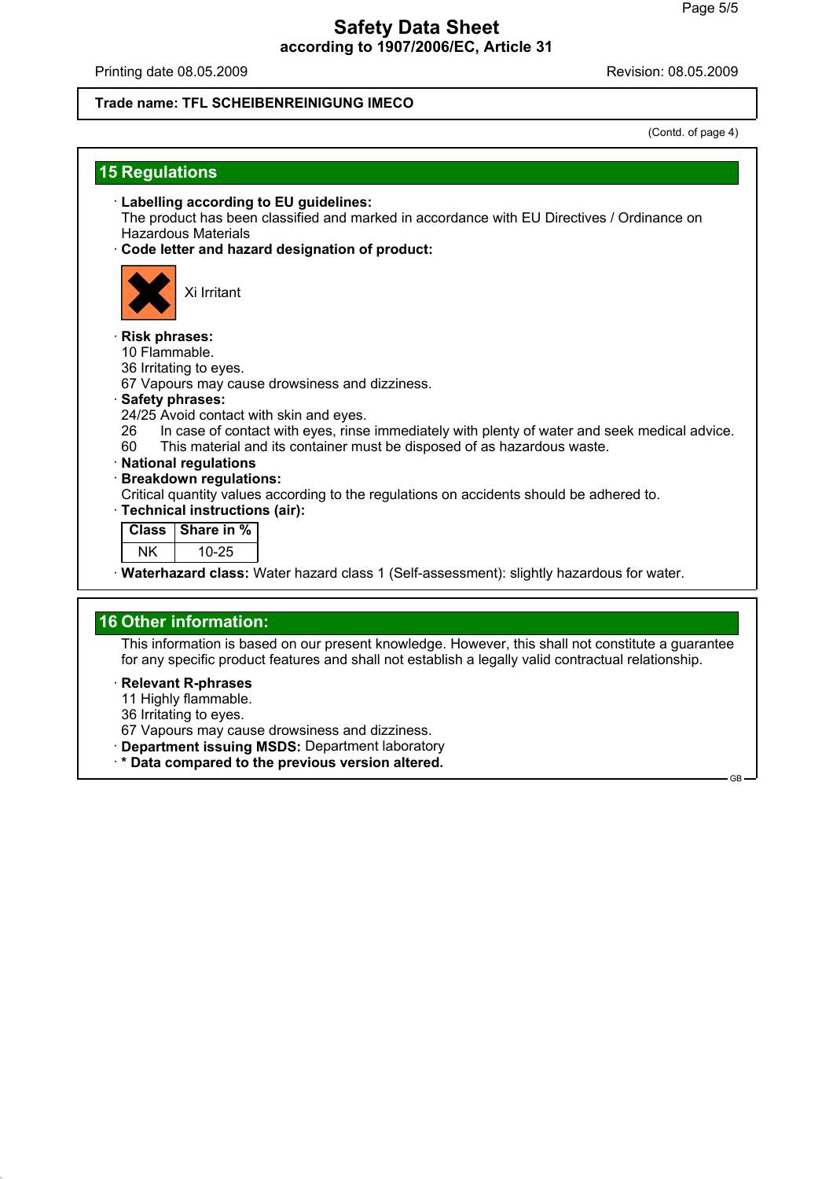# Safety Data Sheet
**according to 1907/2006/EC, Article 31**

Printing date 08.05.2009 Revision: 08.05.2009

**Trade name: TFL SCHEIBENREINIGUNG IMECO**

(Contd. of page 4)

## 15 Regulations

· **Labelling according to EU guidelines:**
The product has been classified and marked in accordance with EU Directives / Ordinance on Hazardous Materials

· **Code letter and hazard designation of product:**

Xi Irritant

· **Risk phrases:**
10 Flammable.
36 Irritating to eyes.
67 Vapours may cause drowsiness and dizziness.

· **Safety phrases:**
24/25 Avoid contact with skin and eyes.
26 In case of contact with eyes, rinse immediately with plenty of water and seek medical advice.
60 This material and its container must be disposed of as hazardous waste.

· **National regulations**

· **Breakdown regulations:**
Critical quantity values according to the regulations on accidents should be adhered to.

· **Technical instructions (air):**

| Class | Share in % |
|---|---|
| NK | 10-25 |

· **Waterhazard class:** Water hazard class 1 (Self-assessment): slightly hazardous for water.

## 16 Other information:

This information is based on our present knowledge. However, this shall not constitute a guarantee for any specific product features and shall not establish a legally valid contractual relationship.

· **Relevant R-phrases**
11 Highly flammable.
36 Irritating to eyes.
67 Vapours may cause drowsiness and dizziness.

· **Department issuing MSDS:** Department laboratory

· *** Data compared to the previous version altered.**